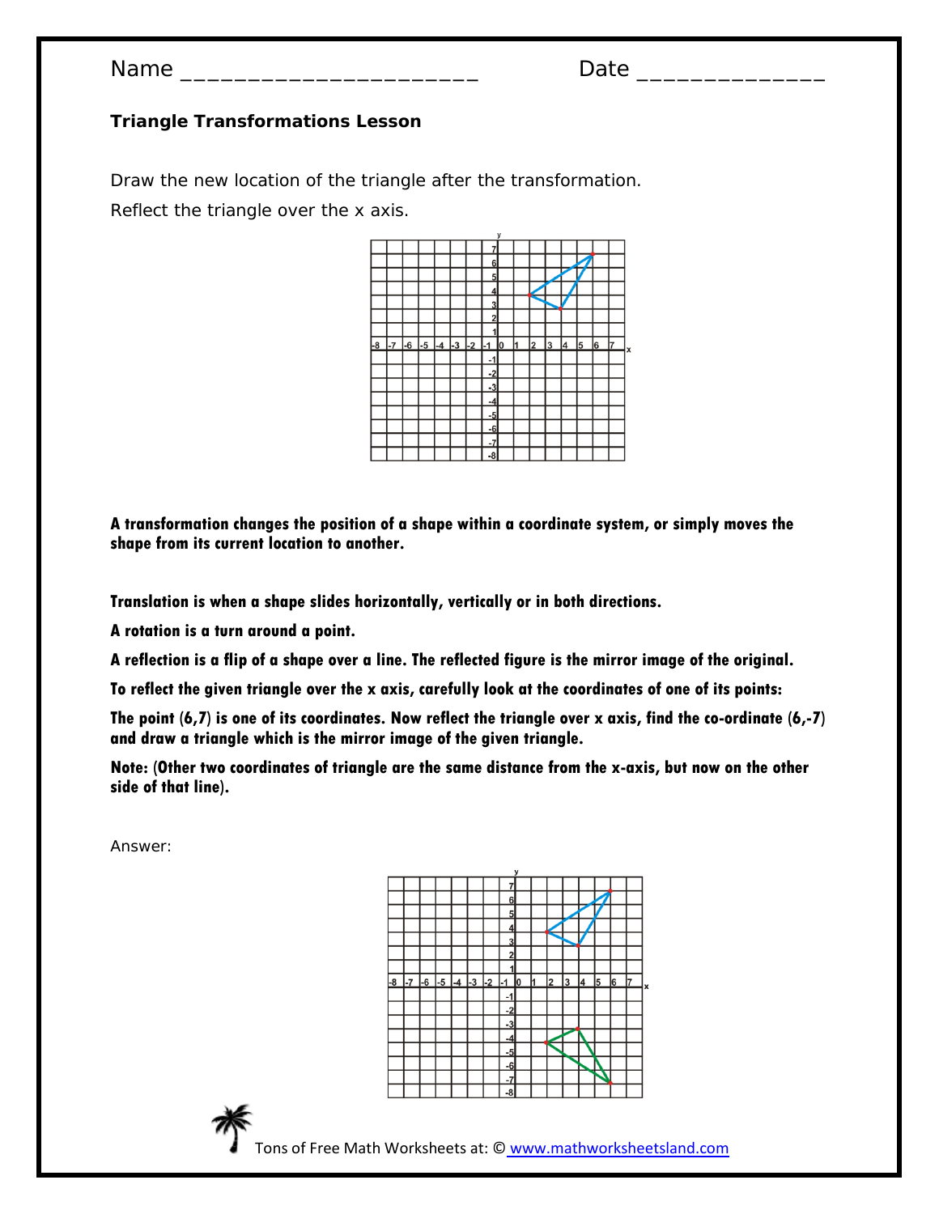Name ______________________ Date ______________

**Triangle Transformations Lesson**

Draw the new location of the triangle after the transformation.

Reflect the triangle over the x axis.

**A transformation changes the position of a shape within a coordinate system, or simply moves the shape from its current location to another.**

**Translation is when a shape slides horizontally, vertically or in both directions.**

**A rotation is a turn around a point.**

**A reflection is a flip of a shape over a line. The reflected figure is the mirror image of the original.**

**To reflect the given triangle over the x axis, carefully look at the coordinates of one of its points:**

**The point (6,7) is one of its coordinates. Now reflect the triangle over x axis, find the co-ordinate (6,-7) and draw a triangle which is the mirror image of the given triangle.**

**Note: (Other two coordinates of triangle are the same distance from the x-axis, but now on the other side of that line).**

Answer:

Tons of Free Math Worksheets at: © www.mathworksheetsland.com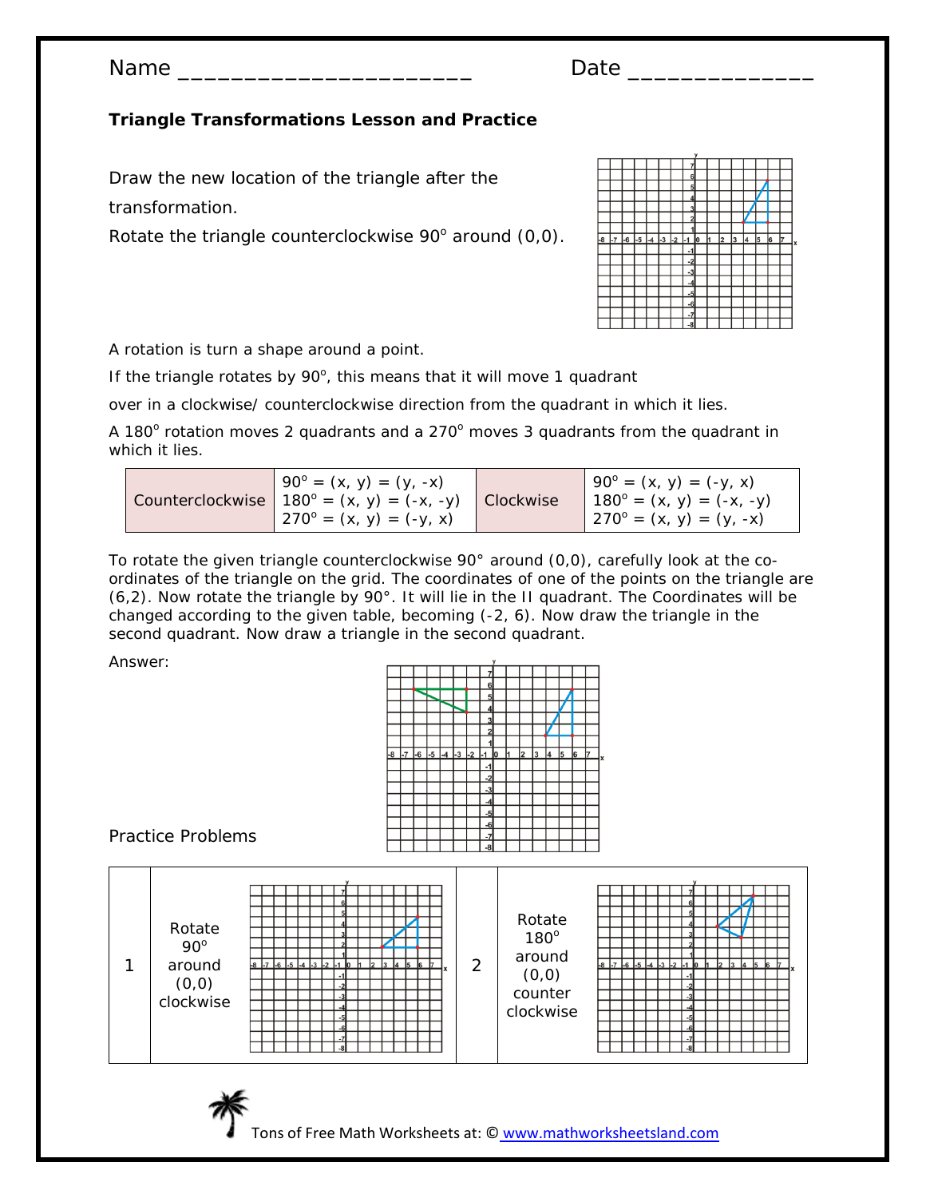Name _______________________ Date ______________

**Triangle Transformations Lesson and Practice**

Draw the new location of the triangle after the transformation.

Rotate the triangle counterclockwise 90° around (0,0).

A rotation is turn a shape around a point.

If the triangle rotates by 90°, this means that it will move 1 quadrant over in a clockwise/ counterclockwise direction from the quadrant in which it lies.

A 180° rotation moves 2 quadrants and a 270° moves 3 quadrants from the quadrant in which it lies.

| Counterclockwise | 90° = (x, y) = (y, -x)<br>180° = (x, y) = (-x, -y)<br>270° = (x, y) = (-y, x) | Clockwise | 90° = (x, y) = (-y, x)<br>180° = (x, y) = (-x, -y)<br>270° = (x, y) = (y, -x) |
|---|---|---|---|

To rotate the given triangle counterclockwise 90° around (0,0), carefully look at the co-ordinates of the triangle on the grid. The coordinates of one of the points on the triangle are (6,2). Now rotate the triangle by 90°. It will lie in the II quadrant. The Coordinates will be changed according to the given table, becoming (-2, 6). Now draw the triangle in the second quadrant. Now draw a triangle in the second quadrant.

Answer:

Practice Problems

| 1 | Rotate 90° around (0,0) clockwise | 2 | Rotate 180° around (0,0) counter clockwise |
|---|---|---|---|

Tons of Free Math Worksheets at: © www.mathworksheetsland.com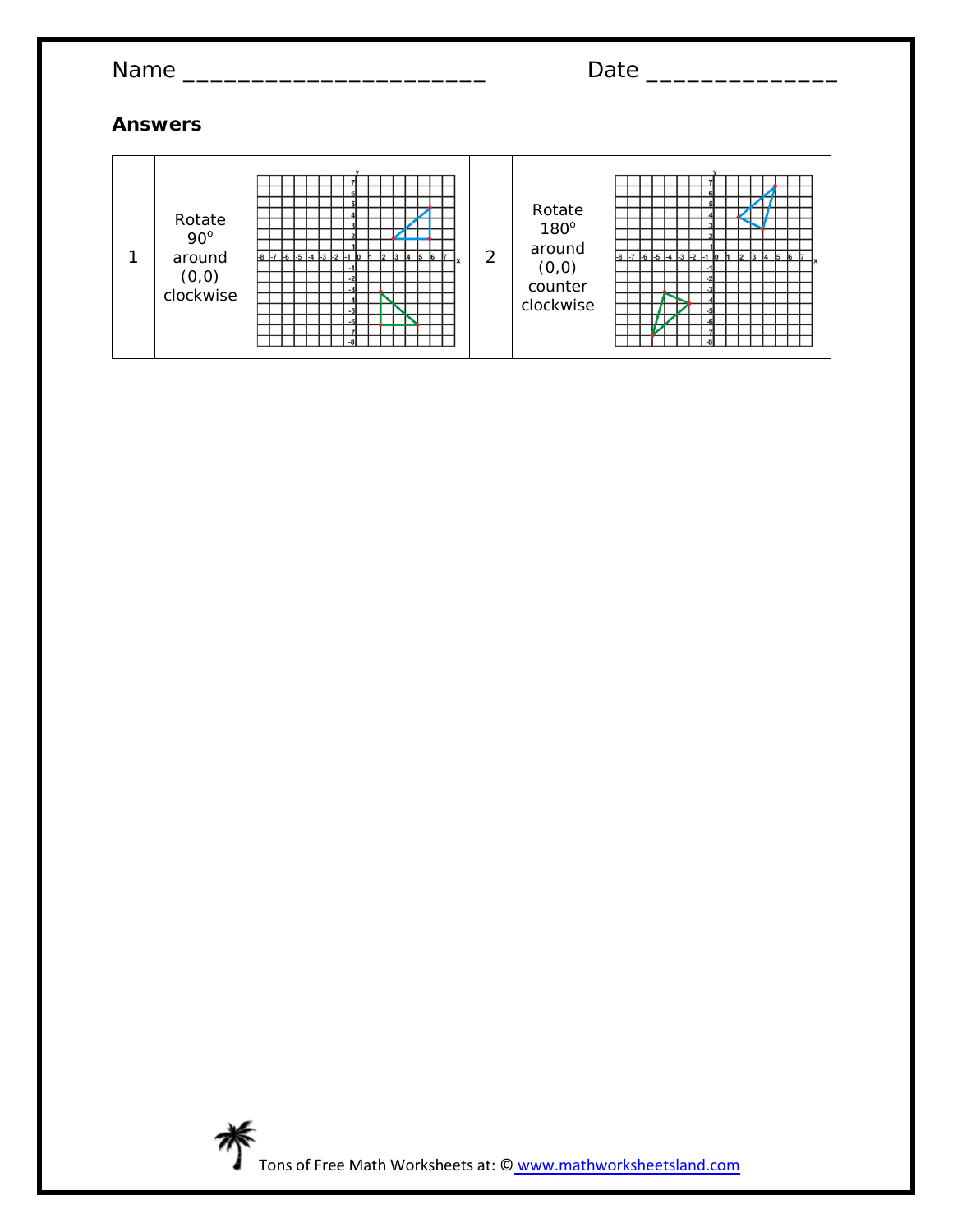Name ______________________ Date ______________

**Answers**

| | | | |
|---|---|---|---|
| 1 | Rotate 90° around (0,0) clockwise | 2 | Rotate 180° around (0,0) counter clockwise |

Tons of Free Math Worksheets at: © www.mathworksheetsland.com